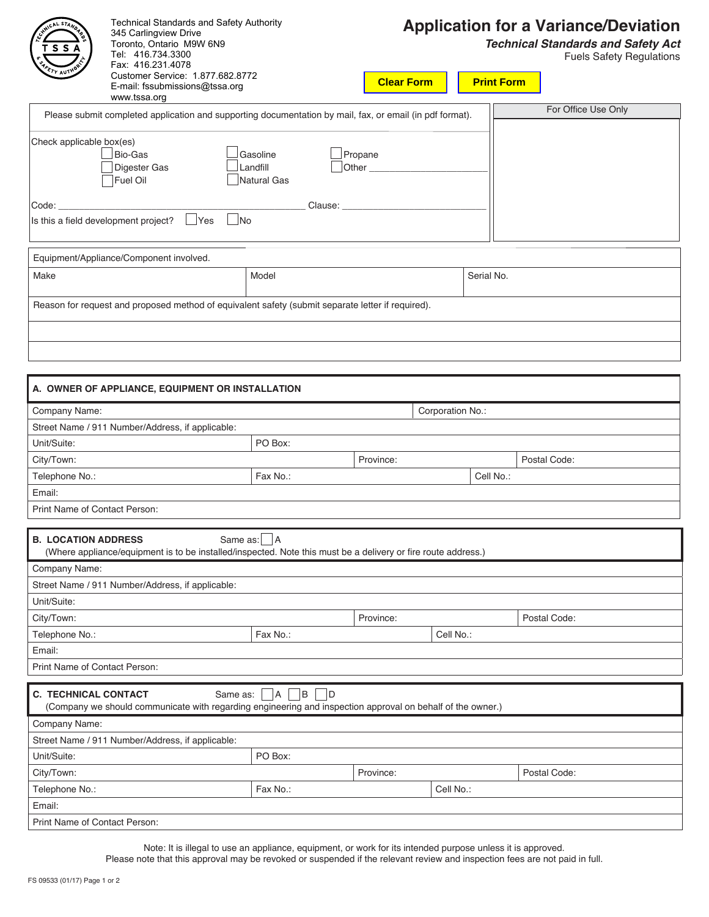Technical Standards and Safety Authority
345 Carlingview Drive
Toronto, Ontario M9W 6N9
Tel: 416.734.3300
Fax: 416.231.4078
Customer Service: 1.877.682.8772
E-mail: fssubmissions@tssa.org
www.tssa.org

# Application for a Variance/Deviation

***Technical Standards and Safety Act***

Fuels Safety Regulations

Clear Form | Print Form

Please submit completed application and supporting documentation by mail, fax, or email (in pdf format).

For Office Use Only

Check applicable box(es)

- ☐ Bio-Gas
- ☐ Digester Gas
- ☐ Fuel Oil
- ☐ Gasoline
- ☐ Landfill
- ☐ Natural Gas
- ☐ Propane
- ☐ Other ____________________

Code: ______________________________ Clause: ______________________________

Is this a field development project? ☐ Yes ☐ No

| Equipment/Appliance/Component involved. | | |
|---|---|---|
| Make | Model | Serial No. |
| Reason for request and proposed method of equivalent safety (submit separate letter if required). | | |
| | | |
| | | |

## A. OWNER OF APPLIANCE, EQUIPMENT OR INSTALLATION

| | | |
|---|---|---|
| Company Name: | | Corporation No.: |
| Street Name / 911 Number/Address, if applicable: | | |
| Unit/Suite: | PO Box: | |
| City/Town: | Province: | Postal Code: |
| Telephone No.: | Fax No.: | Cell No.: |
| Email: | | |
| Print Name of Contact Person: | | |

## B. LOCATION ADDRESS

Same as: ☐ A

(Where appliance/equipment is to be installed/inspected. Note this must be a delivery or fire route address.)

| | | |
|---|---|---|
| Company Name: | | |
| Street Name / 911 Number/Address, if applicable: | | |
| Unit/Suite: | | |
| City/Town: | Province: | Postal Code: |
| Telephone No.: | Fax No.: | Cell No.: |
| Email: | | |
| Print Name of Contact Person: | | |

## C. TECHNICAL CONTACT

Same as: ☐ A ☐ B ☐ D

(Company we should communicate with regarding engineering and inspection approval on behalf of the owner.)

| | | |
|---|---|---|
| Company Name: | | |
| Street Name / 911 Number/Address, if applicable: | | |
| Unit/Suite: | PO Box: | |
| City/Town: | Province: | Postal Code: |
| Telephone No.: | Fax No.: | Cell No.: |
| Email: | | |
| Print Name of Contact Person: | | |

Note: It is illegal to use an appliance, equipment, or work for its intended purpose unless it is approved.
Please note that this approval may be revoked or suspended if the relevant review and inspection fees are not paid in full.

FS 09533 (01/17)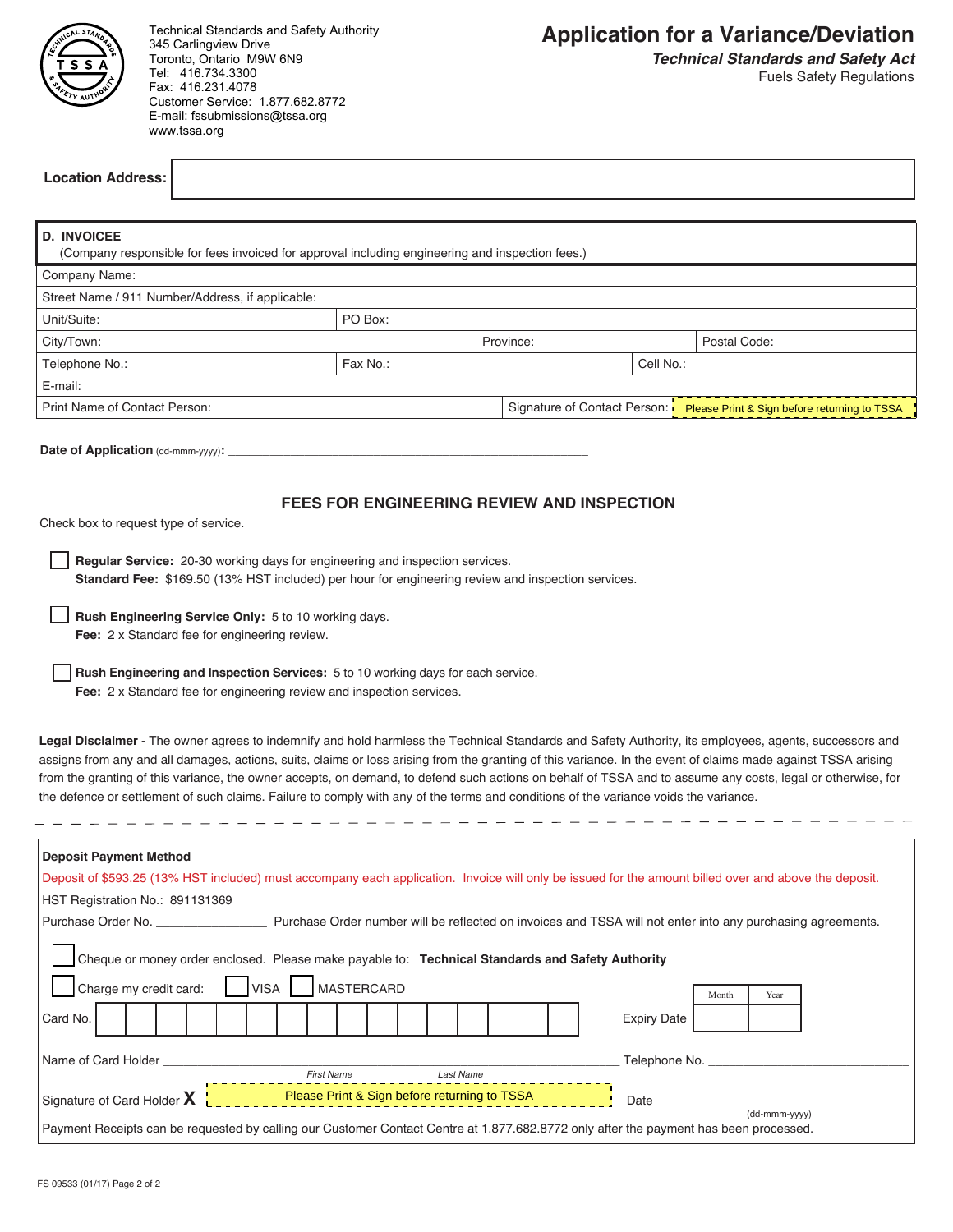Technical Standards and Safety Authority
345 Carlingview Drive
Toronto, Ontario M9W 6N9
Tel: 416.734.3300
Fax: 416.231.4078
Customer Service: 1.877.682.8772
E-mail: fssubmissions@tssa.org
www.tssa.org

# Application for a Variance/Deviation

***Technical Standards and Safety Act***

Fuels Safety Regulations

**Location Address:**

| **D. INVOICEE** (Company responsible for fees invoiced for approval including engineering and inspection fees.) | | | |
|---|---|---|---|
| Company Name: | | | |
| Street Name / 911 Number/Address, if applicable: | | | |
| Unit/Suite: | PO Box: | | |
| City/Town: | Province: | | Postal Code: |
| Telephone No.: | Fax No.: | Cell No.: | |
| E-mail: | | | |
| Print Name of Contact Person: | Signature of Contact Person: Please Print & Sign before returning to TSSA | | |

**Date of Application** (dd-mmm-yyyy)**:** ____________________

## FEES FOR ENGINEERING REVIEW AND INSPECTION

Check box to request type of service.

☐ **Regular Service:** 20-30 working days for engineering and inspection services.
**Standard Fee:** $169.50 (13% HST included) per hour for engineering review and inspection services.

☐ **Rush Engineering Service Only:** 5 to 10 working days.
**Fee:** 2 x Standard fee for engineering review.

☐ **Rush Engineering and Inspection Services:** 5 to 10 working days for each service.
**Fee:** 2 x Standard fee for engineering review and inspection services.

**Legal Disclaimer** - The owner agrees to indemnify and hold harmless the Technical Standards and Safety Authority, its employees, agents, successors and assigns from any and all damages, actions, suits, claims or loss arising from the granting of this variance. In the event of claims made against TSSA arising from the granting of this variance, the owner accepts, on demand, to defend such actions on behalf of TSSA and to assume any costs, legal or otherwise, for the defence or settlement of such claims. Failure to comply with any of the terms and conditions of the variance voids the variance.

**Deposit Payment Method**

Deposit of $593.25 (13% HST included) must accompany each application. Invoice will only be issued for the amount billed over and above the deposit.

HST Registration No.: 891131369

Purchase Order No. ______________ Purchase Order number will be reflected on invoices and TSSA will not enter into any purchasing agreements.

☐ Cheque or money order enclosed. Please make payable to: **Technical Standards and Safety Authority**

☐ Charge my credit card: ☐ VISA ☐ MASTERCARD

Card No. | | | | | | | | | | | | | | | | |

Expiry Date: Month ____ Year ____

Name of Card Holder ______________________ (First Name / Last Name) Telephone No. ______________

Signature of Card Holder **X** Please Print & Sign before returning to TSSA Date ______________ (dd-mmm-yyyy)

Payment Receipts can be requested by calling our Customer Contact Centre at 1.877.682.8772 only after the payment has been processed.

FS 09533 (01/17)